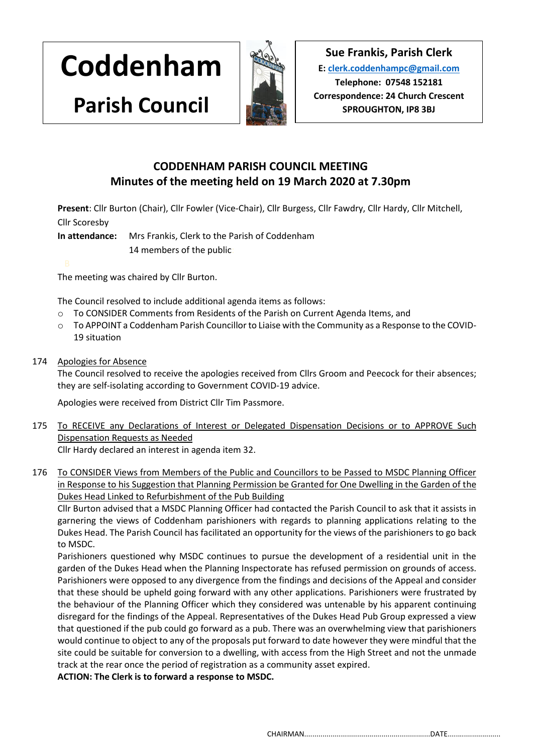# Coddenham Parish Council

**Sue Frankis, Parish Clerk**
**E: clerk.coddenhampc@gmail.com**
**Telephone: 07548 152181**
**Correspondence: 24 Church Crescent**
**SPROUGHTON, IP8 3BJ**

## CODDENHAM PARISH COUNCIL MEETING
## Minutes of the meeting held on 19 March 2020 at 7.30pm

**Present**: Cllr Burton (Chair), Cllr Fowler (Vice-Chair), Cllr Burgess, Cllr Fawdry, Cllr Hardy, Cllr Mitchell, Cllr Scoresby

**In attendance:** Mrs Frankis, Clerk to the Parish of Coddenham
14 members of the public

The meeting was chaired by Cllr Burton.

The Council resolved to include additional agenda items as follows:

- To CONSIDER Comments from Residents of the Parish on Current Agenda Items, and
- To APPOINT a Coddenham Parish Councillor to Liaise with the Community as a Response to the COVID-19 situation

174 Apologies for Absence

The Council resolved to receive the apologies received from Cllrs Groom and Peecock for their absences; they are self-isolating according to Government COVID-19 advice.

Apologies were received from District Cllr Tim Passmore.

175 To RECEIVE any Declarations of Interest or Delegated Dispensation Decisions or to APPROVE Such Dispensation Requests as Needed

Cllr Hardy declared an interest in agenda item 32.

176 To CONSIDER Views from Members of the Public and Councillors to be Passed to MSDC Planning Officer in Response to his Suggestion that Planning Permission be Granted for One Dwelling in the Garden of the Dukes Head Linked to Refurbishment of the Pub Building

Cllr Burton advised that a MSDC Planning Officer had contacted the Parish Council to ask that it assists in garnering the views of Coddenham parishioners with regards to planning applications relating to the Dukes Head. The Parish Council has facilitated an opportunity for the views of the parishioners to go back to MSDC.

Parishioners questioned why MSDC continues to pursue the development of a residential unit in the garden of the Dukes Head when the Planning Inspectorate has refused permission on grounds of access. Parishioners were opposed to any divergence from the findings and decisions of the Appeal and consider that these should be upheld going forward with any other applications. Parishioners were frustrated by the behaviour of the Planning Officer which they considered was untenable by his apparent continuing disregard for the findings of the Appeal. Representatives of the Dukes Head Pub Group expressed a view that questioned if the pub could go forward as a pub. There was an overwhelming view that parishioners would continue to object to any of the proposals put forward to date however they were mindful that the site could be suitable for conversion to a dwelling, with access from the High Street and not the unmade track at the rear once the period of registration as a community asset expired.

**ACTION: The Clerk is to forward a response to MSDC.**

CHAIRMAN............................................................DATE..........................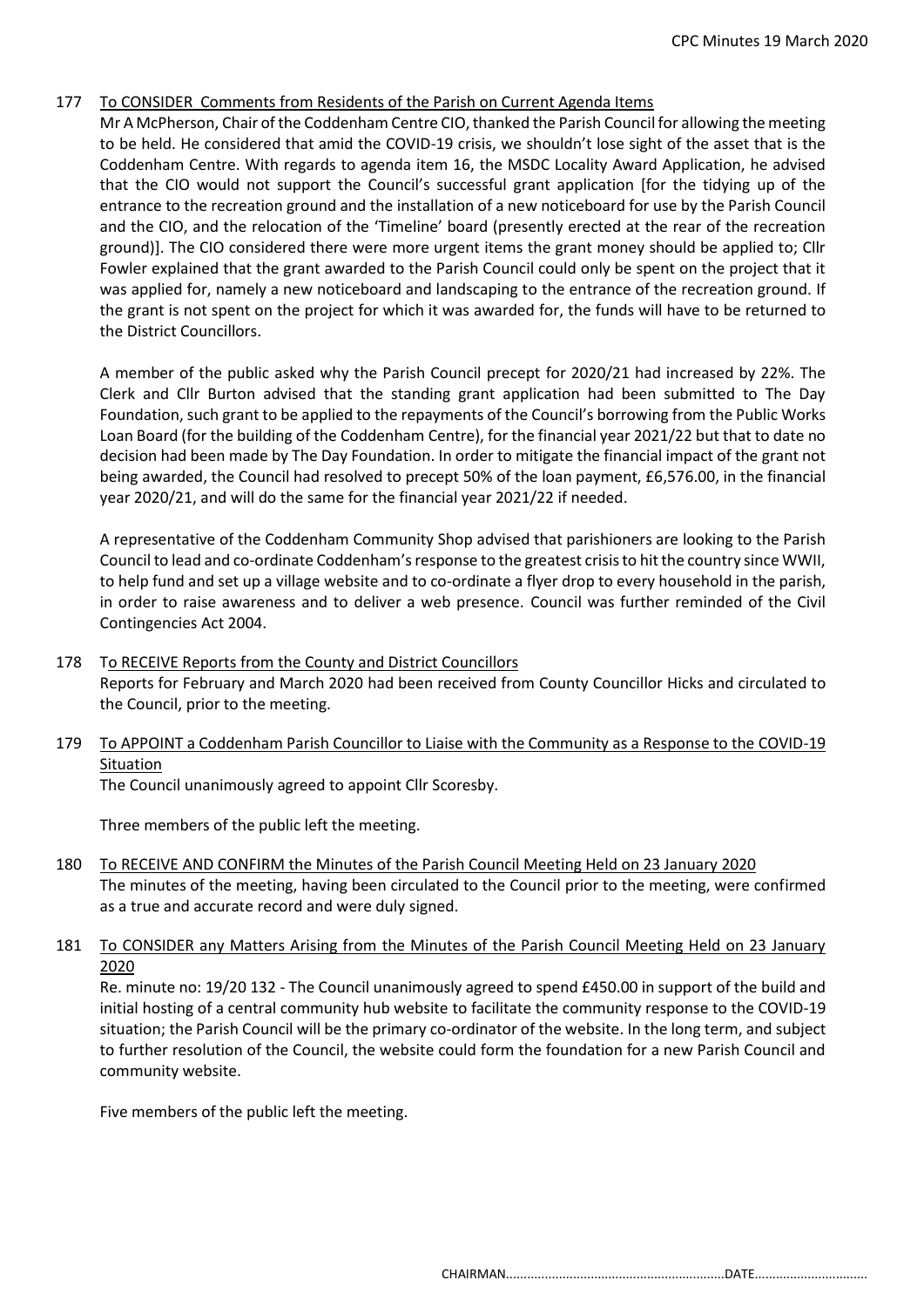177 To CONSIDER Comments from Residents of the Parish on Current Agenda Items

Mr A McPherson, Chair of the Coddenham Centre CIO, thanked the Parish Council for allowing the meeting to be held. He considered that amid the COVID-19 crisis, we shouldn't lose sight of the asset that is the Coddenham Centre. With regards to agenda item 16, the MSDC Locality Award Application, he advised that the CIO would not support the Council's successful grant application [for the tidying up of the entrance to the recreation ground and the installation of a new noticeboard for use by the Parish Council and the CIO, and the relocation of the 'Timeline' board (presently erected at the rear of the recreation ground)]. The CIO considered there were more urgent items the grant money should be applied to; Cllr Fowler explained that the grant awarded to the Parish Council could only be spent on the project that it was applied for, namely a new noticeboard and landscaping to the entrance of the recreation ground. If the grant is not spent on the project for which it was awarded for, the funds will have to be returned to the District Councillors.

A member of the public asked why the Parish Council precept for 2020/21 had increased by 22%. The Clerk and Cllr Burton advised that the standing grant application had been submitted to The Day Foundation, such grant to be applied to the repayments of the Council's borrowing from the Public Works Loan Board (for the building of the Coddenham Centre), for the financial year 2021/22 but that to date no decision had been made by The Day Foundation. In order to mitigate the financial impact of the grant not being awarded, the Council had resolved to precept 50% of the loan payment, £6,576.00, in the financial year 2020/21, and will do the same for the financial year 2021/22 if needed.

A representative of the Coddenham Community Shop advised that parishioners are looking to the Parish Council to lead and co-ordinate Coddenham's response to the greatest crisis to hit the country since WWII, to help fund and set up a village website and to co-ordinate a flyer drop to every household in the parish, in order to raise awareness and to deliver a web presence. Council was further reminded of the Civil Contingencies Act 2004.

178 To RECEIVE Reports from the County and District Councillors

Reports for February and March 2020 had been received from County Councillor Hicks and circulated to the Council, prior to the meeting.

179 To APPOINT a Coddenham Parish Councillor to Liaise with the Community as a Response to the COVID-19 Situation

The Council unanimously agreed to appoint Cllr Scoresby.

Three members of the public left the meeting.

180 To RECEIVE AND CONFIRM the Minutes of the Parish Council Meeting Held on 23 January 2020

The minutes of the meeting, having been circulated to the Council prior to the meeting, were confirmed as a true and accurate record and were duly signed.

181 To CONSIDER any Matters Arising from the Minutes of the Parish Council Meeting Held on 23 January 2020

Re. minute no: 19/20 132 - The Council unanimously agreed to spend £450.00 in support of the build and initial hosting of a central community hub website to facilitate the community response to the COVID-19 situation; the Parish Council will be the primary co-ordinator of the website. In the long term, and subject to further resolution of the Council, the website could form the foundation for a new Parish Council and community website.

Five members of the public left the meeting.

CHAIRMAN..............................................................DATE................................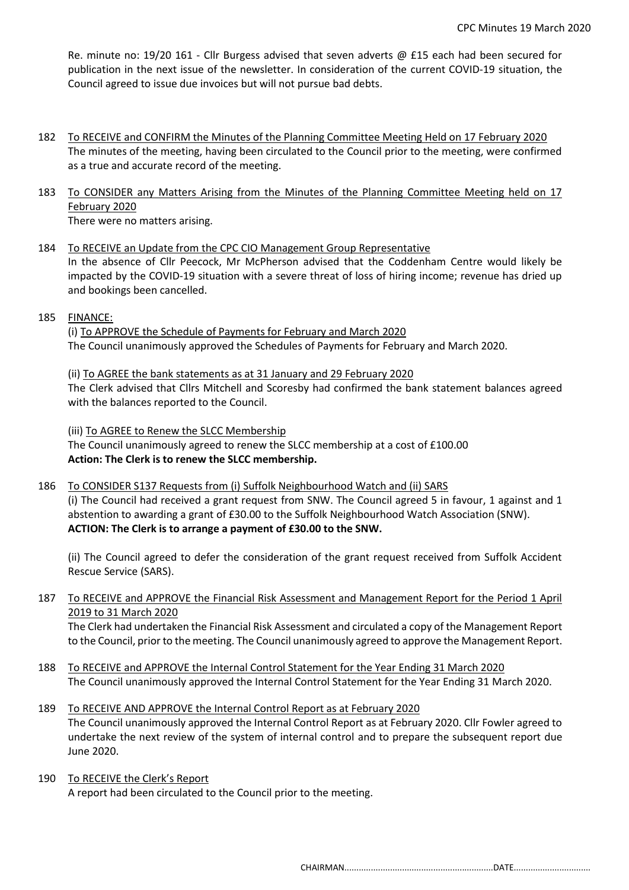Re. minute no: 19/20 161 - Cllr Burgess advised that seven adverts @ £15 each had been secured for publication in the next issue of the newsletter. In consideration of the current COVID-19 situation, the Council agreed to issue due invoices but will not pursue bad debts.

182 To RECEIVE and CONFIRM the Minutes of the Planning Committee Meeting Held on 17 February 2020

The minutes of the meeting, having been circulated to the Council prior to the meeting, were confirmed as a true and accurate record of the meeting.

183 To CONSIDER any Matters Arising from the Minutes of the Planning Committee Meeting held on 17 February 2020

There were no matters arising.

184 To RECEIVE an Update from the CPC CIO Management Group Representative

In the absence of Cllr Peecock, Mr McPherson advised that the Coddenham Centre would likely be impacted by the COVID-19 situation with a severe threat of loss of hiring income; revenue has dried up and bookings been cancelled.

185 FINANCE:

(i) To APPROVE the Schedule of Payments for February and March 2020

The Council unanimously approved the Schedules of Payments for February and March 2020.

(ii) To AGREE the bank statements as at 31 January and 29 February 2020

The Clerk advised that Cllrs Mitchell and Scoresby had confirmed the bank statement balances agreed with the balances reported to the Council.

(iii) To AGREE to Renew the SLCC Membership

The Council unanimously agreed to renew the SLCC membership at a cost of £100.00

**Action: The Clerk is to renew the SLCC membership.**

186 To CONSIDER S137 Requests from (i) Suffolk Neighbourhood Watch and (ii) SARS

(i) The Council had received a grant request from SNW. The Council agreed 5 in favour, 1 against and 1 abstention to awarding a grant of £30.00 to the Suffolk Neighbourhood Watch Association (SNW).

**ACTION: The Clerk is to arrange a payment of £30.00 to the SNW.**

(ii) The Council agreed to defer the consideration of the grant request received from Suffolk Accident Rescue Service (SARS).

187 To RECEIVE and APPROVE the Financial Risk Assessment and Management Report for the Period 1 April 2019 to 31 March 2020

The Clerk had undertaken the Financial Risk Assessment and circulated a copy of the Management Report to the Council, prior to the meeting. The Council unanimously agreed to approve the Management Report.

188 To RECEIVE and APPROVE the Internal Control Statement for the Year Ending 31 March 2020

The Council unanimously approved the Internal Control Statement for the Year Ending 31 March 2020.

189 To RECEIVE AND APPROVE the Internal Control Report as at February 2020

The Council unanimously approved the Internal Control Report as at February 2020. Cllr Fowler agreed to undertake the next review of the system of internal control and to prepare the subsequent report due June 2020.

190 To RECEIVE the Clerk's Report

A report had been circulated to the Council prior to the meeting.

CHAIRMAN.............................................................DATE................................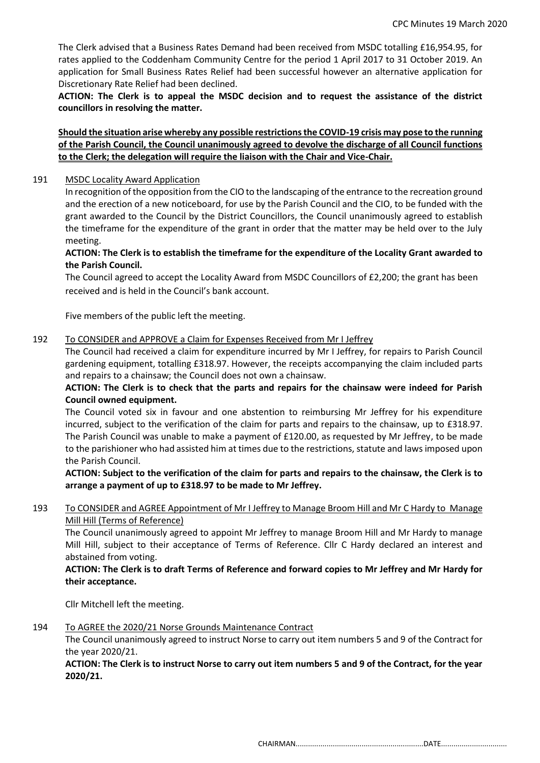The Clerk advised that a Business Rates Demand had been received from MSDC totalling £16,954.95, for rates applied to the Coddenham Community Centre for the period 1 April 2017 to 31 October 2019. An application for Small Business Rates Relief had been successful however an alternative application for Discretionary Rate Relief had been declined.

**ACTION: The Clerk is to appeal the MSDC decision and to request the assistance of the district councillors in resolving the matter.**

<u>**Should the situation arise whereby any possible restrictions the COVID-19 crisis may pose to the running of the Parish Council, the Council unanimously agreed to devolve the discharge of all Council functions to the Clerk; the delegation will require the liaison with the Chair and Vice-Chair.**</u>

191 <u>MSDC Locality Award Application</u>

In recognition of the opposition from the CIO to the landscaping of the entrance to the recreation ground and the erection of a new noticeboard, for use by the Parish Council and the CIO, to be funded with the grant awarded to the Council by the District Councillors, the Council unanimously agreed to establish the timeframe for the expenditure of the grant in order that the matter may be held over to the July meeting.

**ACTION: The Clerk is to establish the timeframe for the expenditure of the Locality Grant awarded to the Parish Council.**

The Council agreed to accept the Locality Award from MSDC Councillors of £2,200; the grant has been received and is held in the Council's bank account.

Five members of the public left the meeting.

192 <u>To CONSIDER and APPROVE a Claim for Expenses Received from Mr I Jeffrey</u>

The Council had received a claim for expenditure incurred by Mr I Jeffrey, for repairs to Parish Council gardening equipment, totalling £318.97. However, the receipts accompanying the claim included parts and repairs to a chainsaw; the Council does not own a chainsaw.

**ACTION: The Clerk is to check that the parts and repairs for the chainsaw were indeed for Parish Council owned equipment.**

The Council voted six in favour and one abstention to reimbursing Mr Jeffrey for his expenditure incurred, subject to the verification of the claim for parts and repairs to the chainsaw, up to £318.97. The Parish Council was unable to make a payment of £120.00, as requested by Mr Jeffrey, to be made to the parishioner who had assisted him at times due to the restrictions, statute and laws imposed upon the Parish Council.

**ACTION: Subject to the verification of the claim for parts and repairs to the chainsaw, the Clerk is to arrange a payment of up to £318.97 to be made to Mr Jeffrey.**

193 <u>To CONSIDER and AGREE Appointment of Mr I Jeffrey to Manage Broom Hill and Mr C Hardy to Manage Mill Hill (Terms of Reference)</u>

The Council unanimously agreed to appoint Mr Jeffrey to manage Broom Hill and Mr Hardy to manage Mill Hill, subject to their acceptance of Terms of Reference. Cllr C Hardy declared an interest and abstained from voting.

**ACTION: The Clerk is to draft Terms of Reference and forward copies to Mr Jeffrey and Mr Hardy for their acceptance.**

Cllr Mitchell left the meeting.

194 <u>To AGREE the 2020/21 Norse Grounds Maintenance Contract</u>

The Council unanimously agreed to instruct Norse to carry out item numbers 5 and 9 of the Contract for the year 2020/21.

**ACTION: The Clerk is to instruct Norse to carry out item numbers 5 and 9 of the Contract, for the year 2020/21.**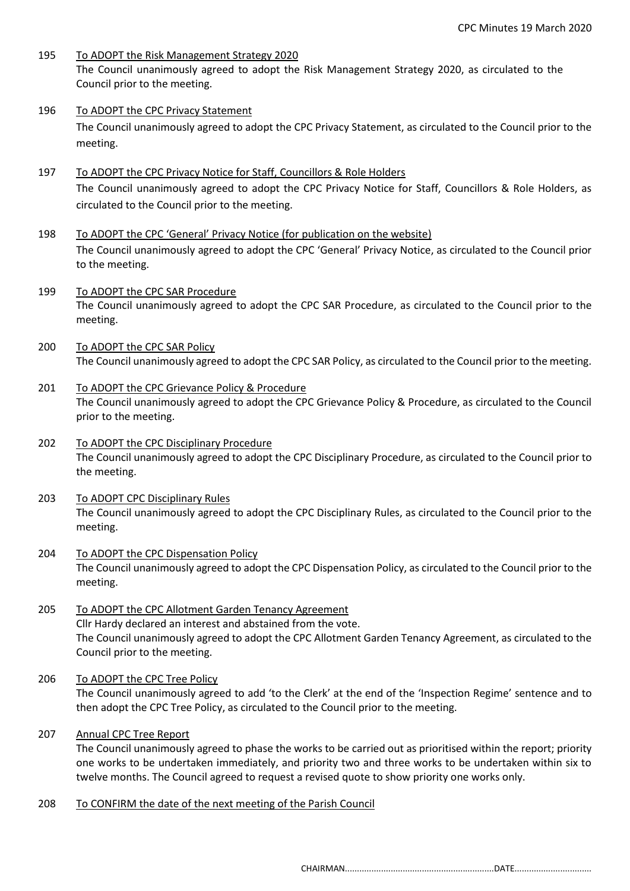195 To ADOPT the Risk Management Strategy 2020
The Council unanimously agreed to adopt the Risk Management Strategy 2020, as circulated to the Council prior to the meeting.

196 To ADOPT the CPC Privacy Statement
The Council unanimously agreed to adopt the CPC Privacy Statement, as circulated to the Council prior to the meeting.

197 To ADOPT the CPC Privacy Notice for Staff, Councillors & Role Holders
The Council unanimously agreed to adopt the CPC Privacy Notice for Staff, Councillors & Role Holders, as circulated to the Council prior to the meeting.

198 To ADOPT the CPC 'General' Privacy Notice (for publication on the website)
The Council unanimously agreed to adopt the CPC 'General' Privacy Notice, as circulated to the Council prior to the meeting.

199 To ADOPT the CPC SAR Procedure
The Council unanimously agreed to adopt the CPC SAR Procedure, as circulated to the Council prior to the meeting.

200 To ADOPT the CPC SAR Policy
The Council unanimously agreed to adopt the CPC SAR Policy, as circulated to the Council prior to the meeting.

201 To ADOPT the CPC Grievance Policy & Procedure
The Council unanimously agreed to adopt the CPC Grievance Policy & Procedure, as circulated to the Council prior to the meeting.

202 To ADOPT the CPC Disciplinary Procedure
The Council unanimously agreed to adopt the CPC Disciplinary Procedure, as circulated to the Council prior to the meeting.

203 To ADOPT CPC Disciplinary Rules
The Council unanimously agreed to adopt the CPC Disciplinary Rules, as circulated to the Council prior to the meeting.

204 To ADOPT the CPC Dispensation Policy
The Council unanimously agreed to adopt the CPC Dispensation Policy, as circulated to the Council prior to the meeting.

205 To ADOPT the CPC Allotment Garden Tenancy Agreement
Cllr Hardy declared an interest and abstained from the vote.
The Council unanimously agreed to adopt the CPC Allotment Garden Tenancy Agreement, as circulated to the Council prior to the meeting.

206 To ADOPT the CPC Tree Policy
The Council unanimously agreed to add 'to the Clerk' at the end of the 'Inspection Regime' sentence and to then adopt the CPC Tree Policy, as circulated to the Council prior to the meeting.

207 Annual CPC Tree Report
The Council unanimously agreed to phase the works to be carried out as prioritised within the report; priority one works to be undertaken immediately, and priority two and three works to be undertaken within six to twelve months. The Council agreed to request a revised quote to show priority one works only.

208 To CONFIRM the date of the next meeting of the Parish Council

CHAIRMAN............................................................DATE...............................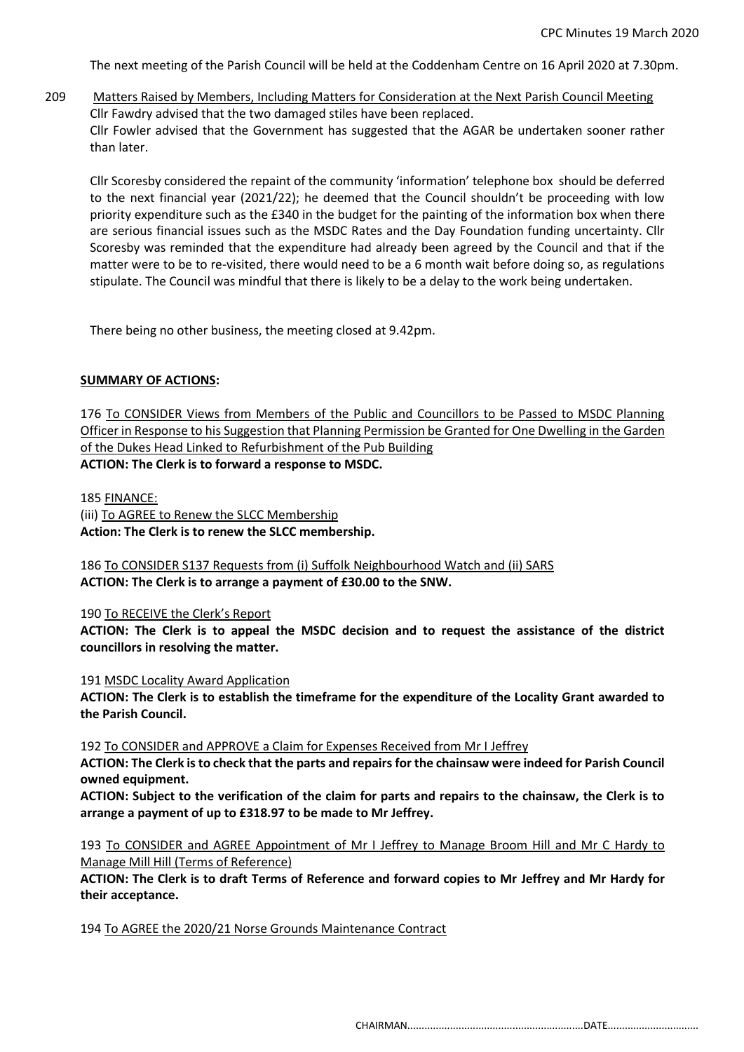The next meeting of the Parish Council will be held at the Coddenham Centre on 16 April 2020 at 7.30pm.

209 Matters Raised by Members, Including Matters for Consideration at the Next Parish Council Meeting

Cllr Fawdry advised that the two damaged stiles have been replaced.

Cllr Fowler advised that the Government has suggested that the AGAR be undertaken sooner rather than later.

Cllr Scoresby considered the repaint of the community 'information' telephone box should be deferred to the next financial year (2021/22); he deemed that the Council shouldn't be proceeding with low priority expenditure such as the £340 in the budget for the painting of the information box when there are serious financial issues such as the MSDC Rates and the Day Foundation funding uncertainty. Cllr Scoresby was reminded that the expenditure had already been agreed by the Council and that if the matter were to be to re-visited, there would need to be a 6 month wait before doing so, as regulations stipulate. The Council was mindful that there is likely to be a delay to the work being undertaken.

There being no other business, the meeting closed at 9.42pm.

**SUMMARY OF ACTIONS:**

176 To CONSIDER Views from Members of the Public and Councillors to be Passed to MSDC Planning Officer in Response to his Suggestion that Planning Permission be Granted for One Dwelling in the Garden of the Dukes Head Linked to Refurbishment of the Pub Building

**ACTION: The Clerk is to forward a response to MSDC.**

185 FINANCE:

(iii) To AGREE to Renew the SLCC Membership

**Action: The Clerk is to renew the SLCC membership.**

186 To CONSIDER S137 Requests from (i) Suffolk Neighbourhood Watch and (ii) SARS

**ACTION: The Clerk is to arrange a payment of £30.00 to the SNW.**

190 To RECEIVE the Clerk's Report

**ACTION: The Clerk is to appeal the MSDC decision and to request the assistance of the district councillors in resolving the matter.**

191 MSDC Locality Award Application

**ACTION: The Clerk is to establish the timeframe for the expenditure of the Locality Grant awarded to the Parish Council.**

192 To CONSIDER and APPROVE a Claim for Expenses Received from Mr I Jeffrey

**ACTION: The Clerk is to check that the parts and repairs for the chainsaw were indeed for Parish Council owned equipment.**

**ACTION: Subject to the verification of the claim for parts and repairs to the chainsaw, the Clerk is to arrange a payment of up to £318.97 to be made to Mr Jeffrey.**

193 To CONSIDER and AGREE Appointment of Mr I Jeffrey to Manage Broom Hill and Mr C Hardy to Manage Mill Hill (Terms of Reference)

**ACTION: The Clerk is to draft Terms of Reference and forward copies to Mr Jeffrey and Mr Hardy for their acceptance.**

194 To AGREE the 2020/21 Norse Grounds Maintenance Contract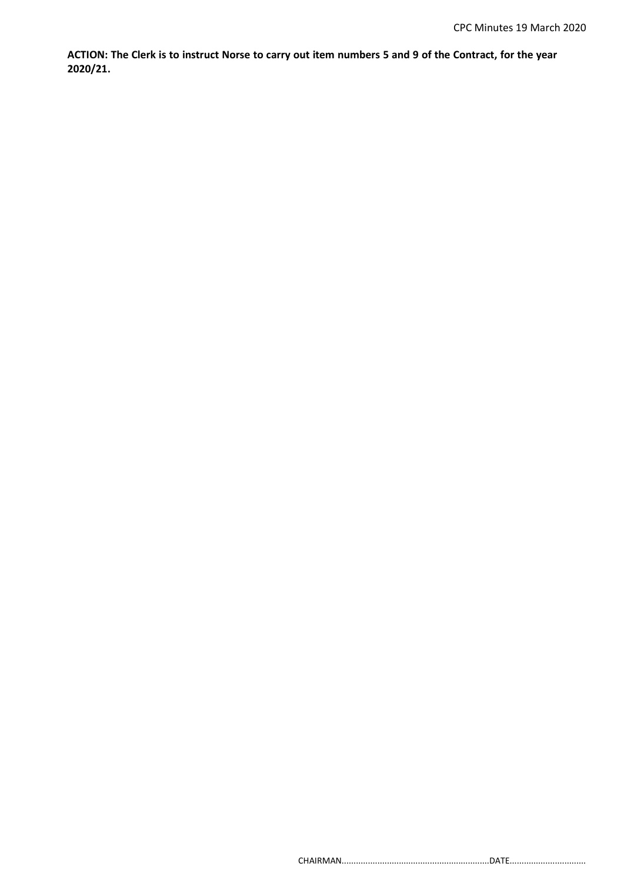**ACTION: The Clerk is to instruct Norse to carry out item numbers 5 and 9 of the Contract, for the year 2020/21.**

CHAIRMAN..............................................................DATE................................